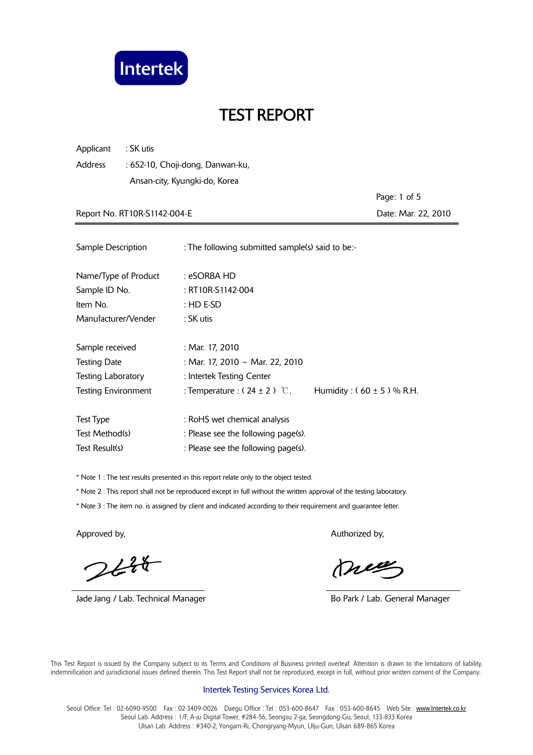Intertek

# TEST REPORT

Applicant : SK utis

Address : 652-10, Choji-dong, Danwan-ku,
Ansan-city, Kyungki-do, Korea

Report No. RT10R-S1142-004-E

Date: Mar. 22, 2010

| | |
|---|---|
| Sample Description | : The following submitted sample(s) said to be:- |
| Name/Type of Product | : eSORBA HD |
| Sample ID No. | : RT10R-S1142-004 |
| Item No. | : HD E-SD |
| Manufacturer/Vender | : SK utis |
| Sample received | : Mar. 17, 2010 |
| Testing Date | : Mar. 17, 2010 ~ Mar. 22, 2010 |
| Testing Laboratory | : Intertek Testing Center |
| Testing Environment | : Temperature : ( 24 ± 2 ) ℃, Humidity : ( 60 ± 5 ) % R.H. |
| Test Type | : RoHS wet chemical analysis |
| Test Method(s) | : Please see the following page(s). |
| Test Result(s) | : Please see the following page(s). |

* Note 1 : The test results presented in this report relate only to the object tested.
* Note 2 : This report shall not be reproduced except in full without the written approval of the testing laboratory.
* Note 3 : The item no. is assigned by client and indicated according to their requirement and guarantee letter.

Approved by,

Jade Jang / Lab. Technical Manager

Authorized by,

Bo Park / Lab. General Manager

This Test Report is issued by the Company subject to its Terms and Conditions of Business printed overleaf. Attention is drawn to the limitations of liability, indemnification and jurisdictional issues defined therein. This Test Report shall not be reproduced, except in full, without prior written consent of the Company.

Intertek Testing Services Korea Ltd.

Seoul Office: Tel : 02-6090-9500 Fax : 02-3409-0026 Daegu Office : Tel : 053-600-8647 Fax : 053-600-8645 Web Site : www.Intertek.co.kr
Seoul Lab. Address : 1/F, A-ju Digital Tower, #284-56, Seongsu 2-ga, Seongdong-Gu, Seoul, 133-833 Korea
Ulsan Lab. Address : #340-2, Yongam-Ri, Chongryang-Myun, Ulju-Gun, Ulsan 689-865 Korea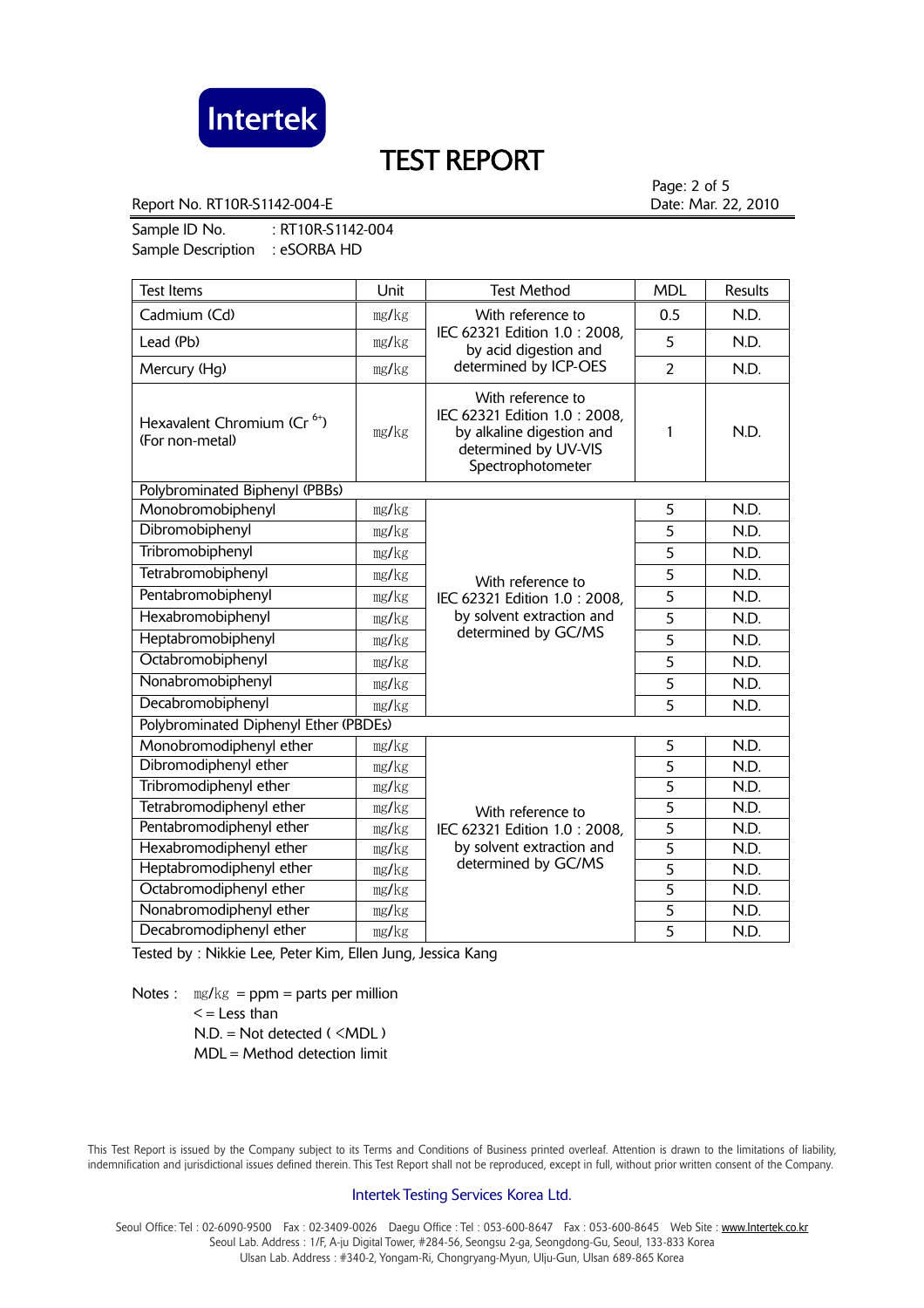Intertek

# TEST REPORT

Report No. RT10R-S1142-004-E

Date: Mar. 22, 2010

Sample ID No. : RT10R-S1142-004
Sample Description : eSORBA HD

| Test Items | Unit | Test Method | MDL | Results |
|---|---|---|---|---|
| Cadmium (Cd) | mg/kg | With reference to IEC 62321 Edition 1.0 : 2008, by acid digestion and determined by ICP-OES | 0.5 | N.D. |
| Lead (Pb) | mg/kg | | 5 | N.D. |
| Mercury (Hg) | mg/kg | | 2 | N.D. |
| Hexavalent Chromium ($Cr^{6+}$) (For non-metal) | mg/kg | With reference to IEC 62321 Edition 1.0 : 2008, by alkaline digestion and determined by UV-VIS Spectrophotometer | 1 | N.D. |
| Polybrominated Biphenyl (PBBs) | | | | |
| Monobromobiphenyl | mg/kg | With reference to IEC 62321 Edition 1.0 : 2008, by solvent extraction and determined by GC/MS | 5 | N.D. |
| Dibromobiphenyl | mg/kg | | 5 | N.D. |
| Tribromobiphenyl | mg/kg | | 5 | N.D. |
| Tetrabromobiphenyl | mg/kg | | 5 | N.D. |
| Pentabromobiphenyl | mg/kg | | 5 | N.D. |
| Hexabromobiphenyl | mg/kg | | 5 | N.D. |
| Heptabromobiphenyl | mg/kg | | 5 | N.D. |
| Octabromobiphenyl | mg/kg | | 5 | N.D. |
| Nonabromobiphenyl | mg/kg | | 5 | N.D. |
| Decabromobiphenyl | mg/kg | | 5 | N.D. |
| Polybrominated Diphenyl Ether (PBDEs) | | | | |
| Monobromodiphenyl ether | mg/kg | With reference to IEC 62321 Edition 1.0 : 2008, by solvent extraction and determined by GC/MS | 5 | N.D. |
| Dibromodiphenyl ether | mg/kg | | 5 | N.D. |
| Tribromodiphenyl ether | mg/kg | | 5 | N.D. |
| Tetrabromodiphenyl ether | mg/kg | | 5 | N.D. |
| Pentabromodiphenyl ether | mg/kg | | 5 | N.D. |
| Hexabromodiphenyl ether | mg/kg | | 5 | N.D. |
| Heptabromodiphenyl ether | mg/kg | | 5 | N.D. |
| Octabromodiphenyl ether | mg/kg | | 5 | N.D. |
| Nonabromodiphenyl ether | mg/kg | | 5 | N.D. |
| Decabromodiphenyl ether | mg/kg | | 5 | N.D. |

Tested by : Nikkie Lee, Peter Kim, Ellen Jung, Jessica Kang

Notes : mg/kg = ppm = parts per million
< = Less than
N.D. = Not detected ( <MDL )
MDL = Method detection limit

This Test Report is issued by the Company subject to its Terms and Conditions of Business printed overleaf. Attention is drawn to the limitations of liability, indemnification and jurisdictional issues defined therein. This Test Report shall not be reproduced, except in full, without prior written consent of the Company.

Intertek Testing Services Korea Ltd.

Seoul Office: Tel : 02-6090-9500 Fax : 02-3409-0026 Daegu Office : Tel : 053-600-8647 Fax : 053-600-8645 Web Site : www.Intertek.co.kr
Seoul Lab. Address : 1/F, A-ju Digital Tower, #284-56, Seongsu 2-ga, Seongdong-Gu, Seoul, 133-833 Korea
Ulsan Lab. Address : #340-2, Yongam-Ri, Chongryang-Myun, Ulju-Gun, Ulsan 689-865 Korea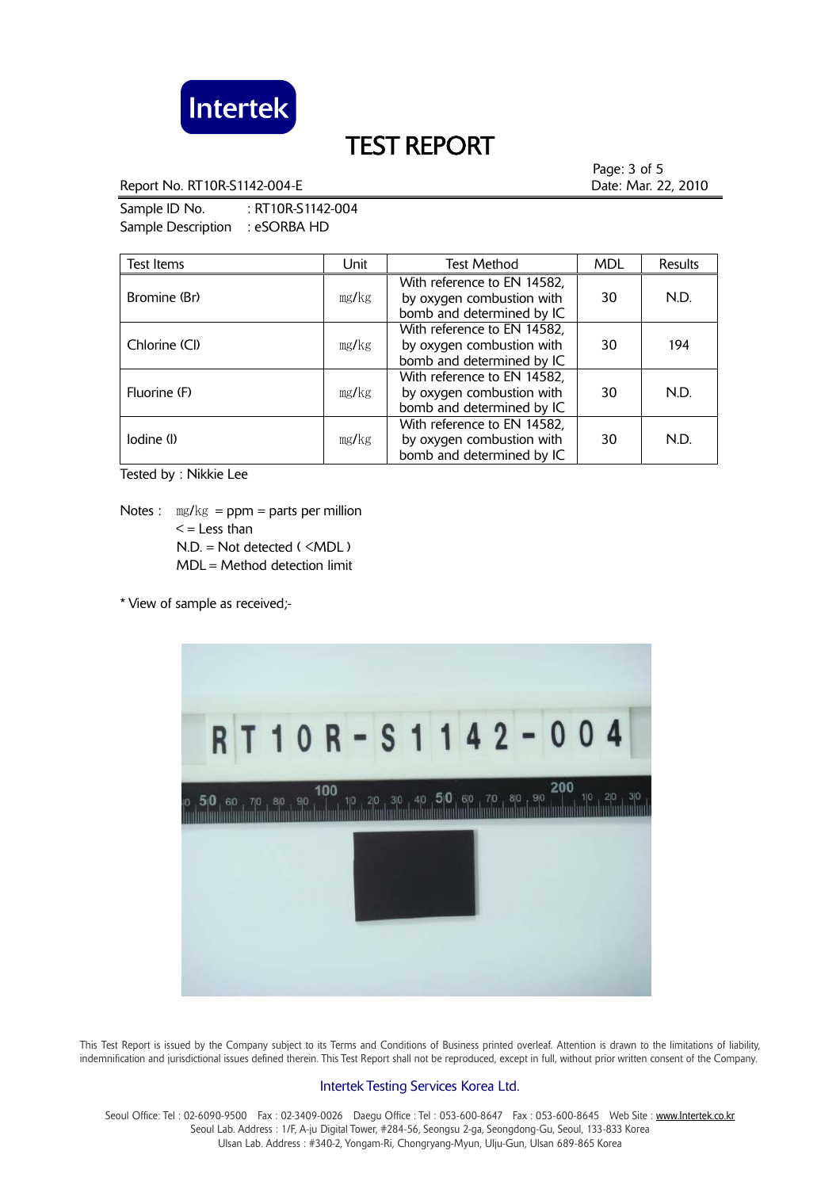# TEST REPORT

Report No. RT10R-S1142-004-E

Date: Mar. 22, 2010

Sample ID No. : RT10R-S1142-004

Sample Description : eSORBA HD

| Test Items | Unit | Test Method | MDL | Results |
|---|---|---|---|---|
| Bromine (Br) | mg/kg | With reference to EN 14582, by oxygen combustion with bomb and determined by IC | 30 | N.D. |
| Chlorine (Cl) | mg/kg | With reference to EN 14582, by oxygen combustion with bomb and determined by IC | 30 | 194 |
| Fluorine (F) | mg/kg | With reference to EN 14582, by oxygen combustion with bomb and determined by IC | 30 | N.D. |
| Iodine (I) | mg/kg | With reference to EN 14582, by oxygen combustion with bomb and determined by IC | 30 | N.D. |

Tested by : Nikkie Lee

Notes : mg/kg = ppm = parts per million
< = Less than
N.D. = Not detected ( <MDL )
MDL = Method detection limit

* View of sample as received;-

This Test Report is issued by the Company subject to its Terms and Conditions of Business printed overleaf. Attention is drawn to the limitations of liability, indemnification and jurisdictional issues defined therein. This Test Report shall not be reproduced, except in full, without prior written consent of the Company.

Intertek Testing Services Korea Ltd.

Seoul Office: Tel : 02-6090-9500 Fax : 02-3409-0026 Daegu Office : Tel : 053-600-8647 Fax : 053-600-8645 Web Site : www.Intertek.co.kr
Seoul Lab. Address : 1/F, A-ju Digital Tower, #284-56, Seongsu 2-ga, Seongdong-Gu, Seoul, 133-833 Korea
Ulsan Lab. Address : #340-2, Yongam-Ri, Chongryang-Myun, Ulju-Gun, Ulsan 689-865 Korea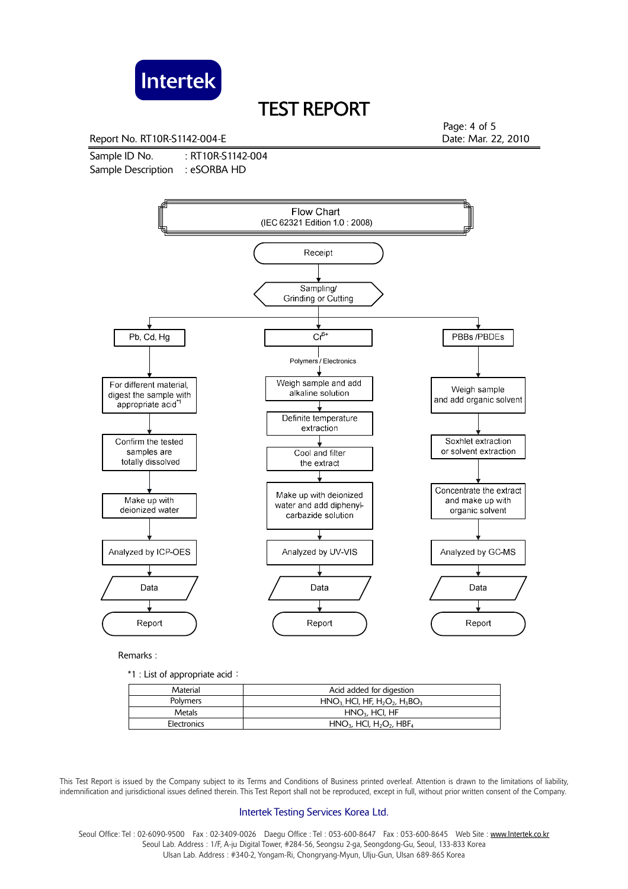Report No. RT10R-S1142-004-E

Date: Mar. 22, 2010

Sample ID No. : RT10R-S1142-004

Sample Description : eSORBA HD

## Flow Chart
(IEC 62321 Edition 1.0 : 2008)

Receipt → Sampling/ Grinding or Cutting

**Pb, Cd, Hg**
- For different material, digest the sample with appropriate acid*1
- Confirm the tested samples are totally dissolved
- Make up with deionized water
- Analyzed by ICP-OES
- Data
- Report

**$Cr^{6+}$**

Polymers / Electronics
- Weigh sample and add alkaline solution
- Definite temperature extraction
- Cool and filter the extract
- Make up with deionized water and add diphenyl-carbazide solution
- Analyzed by UV-VIS
- Data
- Report

**PBBs /PBDEs**
- Weigh sample and add organic solvent
- Soxhlet extraction or solvent extraction
- Concentrate the extract and make up with organic solvent
- Analyzed by GC-MS
- Data
- Report

Remarks :

*1 : List of appropriate acid :

| Material | Acid added for digestion |
|---|---|
| Polymers | $HNO_3$ HCl, HF, $H_2O_2$, $H_3BO_3$ |
| Metals | $HNO_3$, HCl, HF |
| Electronics | $HNO_3$, HCl, $H_2O_2$, $HBF_4$ |

This Test Report is issued by the Company subject to its Terms and Conditions of Business printed overleaf. Attention is drawn to the limitations of liability, indemnification and jurisdictional issues defined therein. This Test Report shall not be reproduced, except in full, without prior written consent of the Company.

Intertek Testing Services Korea Ltd.

Seoul Office: Tel : 02-6090-9500 Fax : 02-3409-0026 Daegu Office : Tel : 053-600-8647 Fax : 053-600-8645 Web Site : www.Intertek.co.kr
Seoul Lab. Address : 1/F, A-ju Digital Tower, #284-56, Seongsu 2-ga, Seongdong-Gu, Seoul, 133-833 Korea
Ulsan Lab. Address : #340-2, Yongam-Ri, Chongryang-Myun, Ulju-Gun, Ulsan 689-865 Korea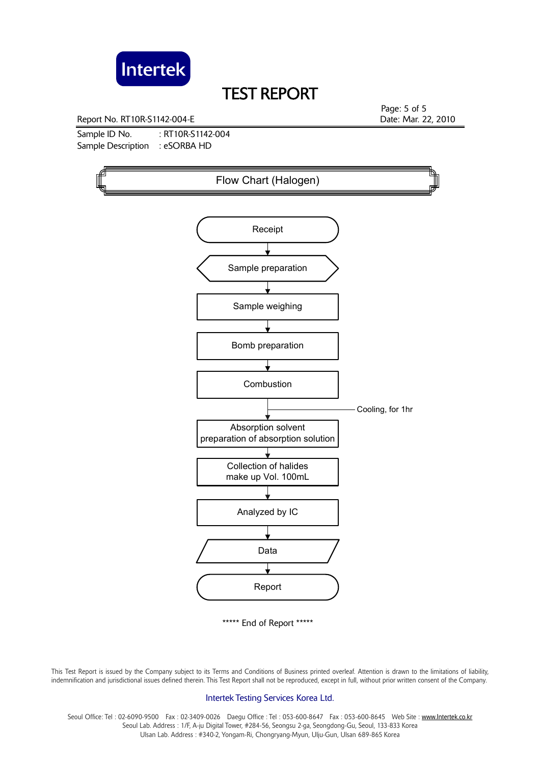# TEST REPORT

Report No. RT10R-S1142-004-E

Date: Mar. 22, 2010

Sample ID No. : RT10R-S1142-004

Sample Description : eSORBA HD

## Flow Chart (Halogen)

Receipt

Sample preparation

Sample weighing

Bomb preparation

Combustion

Cooling, for 1hr

Absorption solvent
preparation of absorption solution

Collection of halides
make up Vol. 100mL

Analyzed by IC

Data

Report

***** End of Report *****

This Test Report is issued by the Company subject to its Terms and Conditions of Business printed overleaf. Attention is drawn to the limitations of liability, indemnification and jurisdictional issues defined therein. This Test Report shall not be reproduced, except in full, without prior written consent of the Company.

Intertek Testing Services Korea Ltd.

Seoul Office: Tel : 02-6090-9500 Fax : 02-3409-0026 Daegu Office : Tel : 053-600-8647 Fax : 053-600-8645 Web Site : www.Intertek.co.kr
Seoul Lab. Address : 1/F, A-ju Digital Tower, #284-56, Seongsu 2-ga, Seongdong-Gu, Seoul, 133-833 Korea
Ulsan Lab. Address : #340-2, Yongam-Ri, Chongryang-Myun, Ulju-Gun, Ulsan 689-865 Korea